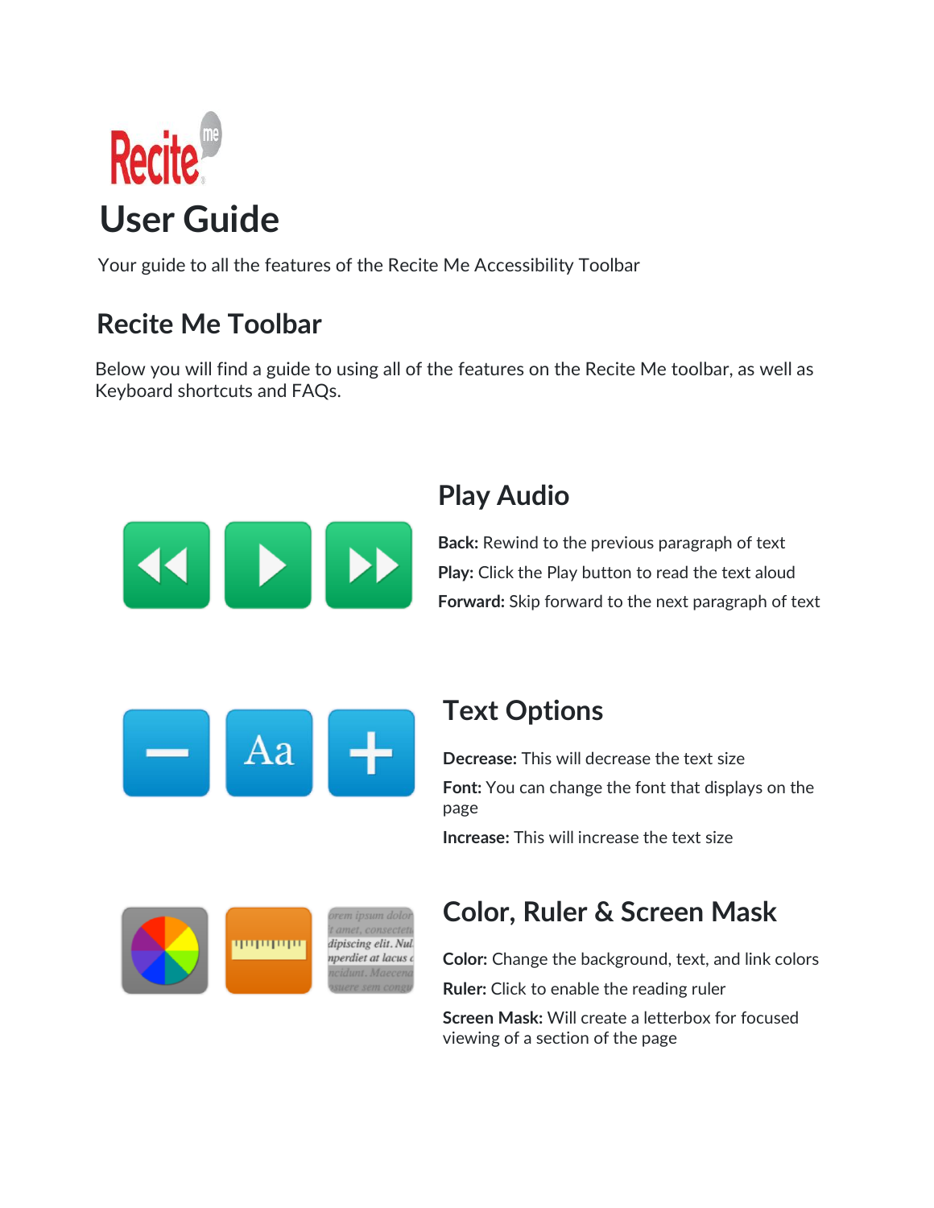# User Guide

Your guide to all the features of the Recite Me Accessibility Toolbar

## Recite Me Toolbar

Below you will find a guide to using all of the features on the Recite Me toolbar, as well as Keyboard shortcuts and FAQs.

### Play Audio

**Back:** Rewind to the previous paragraph of text

**Play:** Click the Play button to read the text aloud

**Forward:** Skip forward to the next paragraph of text

### Text Options

**Decrease:** This will decrease the text size

**Font:** You can change the font that displays on the page

**Increase:** This will increase the text size

### Color, Ruler & Screen Mask

**Color:** Change the background, text, and link colors

**Ruler:** Click to enable the reading ruler

**Screen Mask:** Will create a letterbox for focused viewing of a section of the page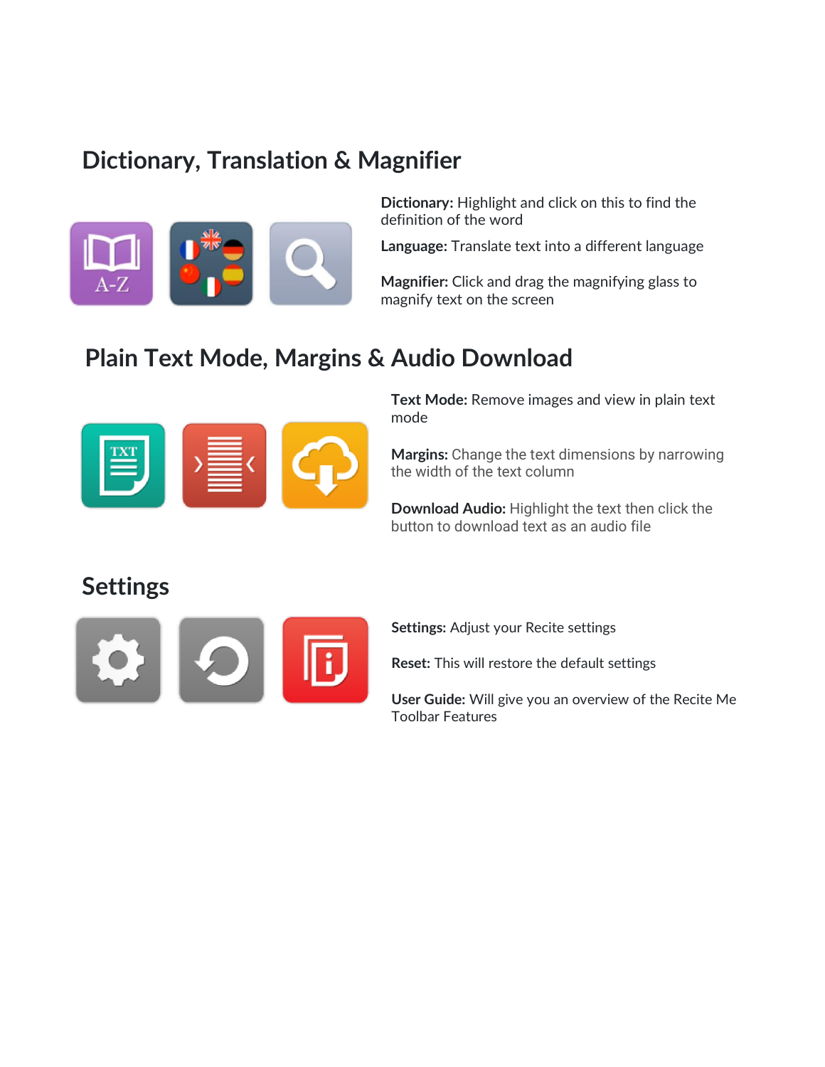## Dictionary, Translation & Magnifier

**Dictionary:** Highlight and click on this to find the definition of the word

**Language:** Translate text into a different language

**Magnifier:** Click and drag the magnifying glass to magnify text on the screen

## Plain Text Mode, Margins & Audio Download

**Text Mode:** Remove images and view in plain text mode

**Margins:** Change the text dimensions by narrowing the width of the text column

**Download Audio:** Highlight the text then click the button to download text as an audio file

## Settings

**Settings:** Adjust your Recite settings

**Reset:** This will restore the default settings

**User Guide:** Will give you an overview of the Recite Me Toolbar Features